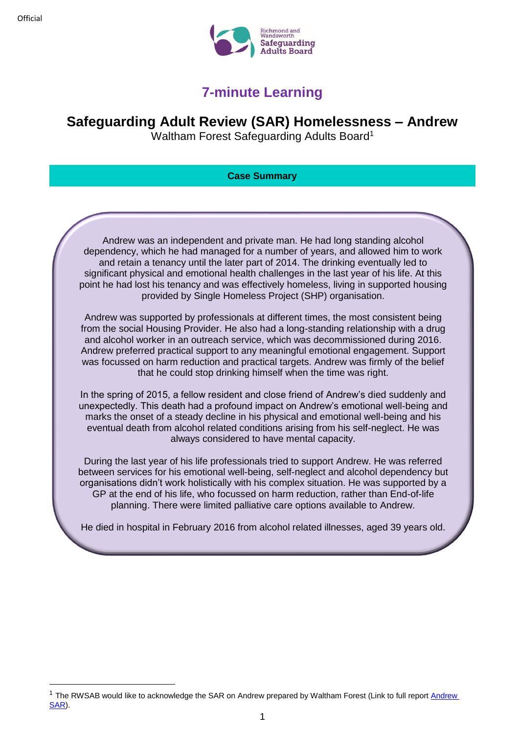# 7-minute Learning

## Safeguarding Adult Review (SAR) Homelessness – Andrew

Waltham Forest Safeguarding Adults Board[1]

**Case Summary**

Andrew was an independent and private man. He had long standing alcohol dependency, which he had managed for a number of years, and allowed him to work and retain a tenancy until the later part of 2014. The drinking eventually led to significant physical and emotional health challenges in the last year of his life. At this point he had lost his tenancy and was effectively homeless, living in supported housing provided by Single Homeless Project (SHP) organisation.

Andrew was supported by professionals at different times, the most consistent being from the social Housing Provider. He also had a long-standing relationship with a drug and alcohol worker in an outreach service, which was decommissioned during 2016. Andrew preferred practical support to any meaningful emotional engagement. Support was focussed on harm reduction and practical targets. Andrew was firmly of the belief that he could stop drinking himself when the time was right.

In the spring of 2015, a fellow resident and close friend of Andrew's died suddenly and unexpectedly. This death had a profound impact on Andrew's emotional well-being and marks the onset of a steady decline in his physical and emotional well-being and his eventual death from alcohol related conditions arising from his self-neglect. He was always considered to have mental capacity.

During the last year of his life professionals tried to support Andrew. He was referred between services for his emotional well-being, self-neglect and alcohol dependency but organisations didn't work holistically with his complex situation. He was supported by a GP at the end of his life, who focussed on harm reduction, rather than End-of-life planning. There were limited palliative care options available to Andrew.

He died in hospital in February 2016 from alcohol related illnesses, aged 39 years old.

---

[1] The RWSAB would like to acknowledge the SAR on Andrew prepared by Waltham Forest (Link to full report [Andrew SAR]).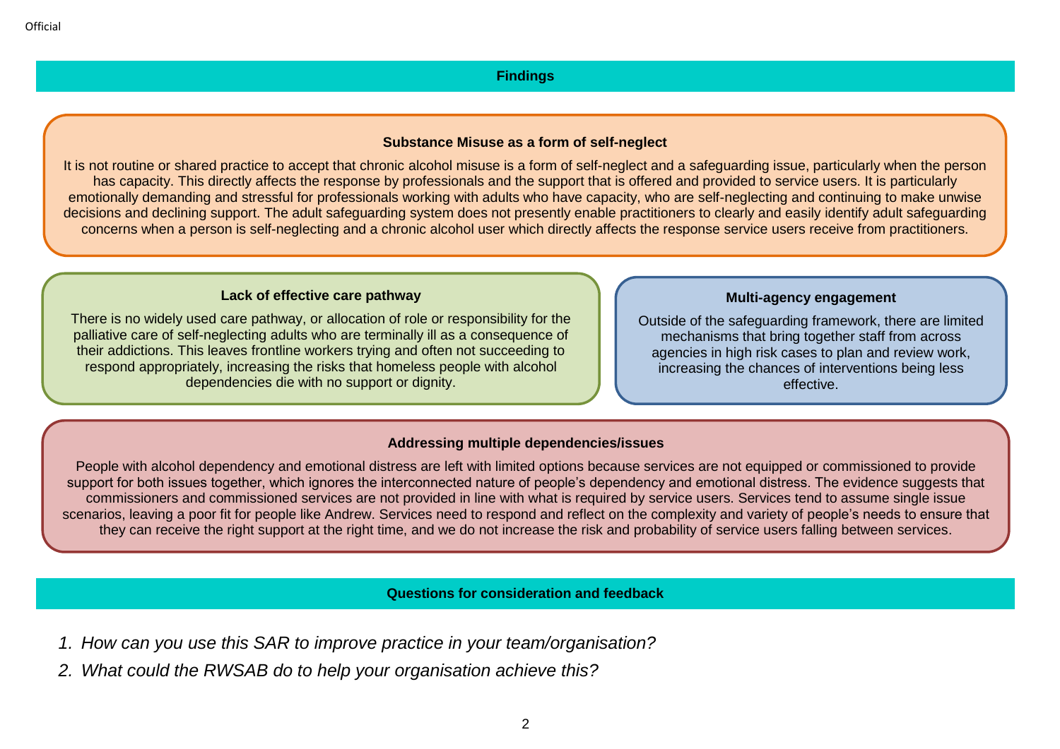## Findings

### Substance Misuse as a form of self-neglect

It is not routine or shared practice to accept that chronic alcohol misuse is a form of self-neglect and a safeguarding issue, particularly when the person has capacity. This directly affects the response by professionals and the support that is offered and provided to service users. It is particularly emotionally demanding and stressful for professionals working with adults who have capacity, who are self-neglecting and continuing to make unwise decisions and declining support. The adult safeguarding system does not presently enable practitioners to clearly and easily identify adult safeguarding concerns when a person is self-neglecting and a chronic alcohol user which directly affects the response service users receive from practitioners.

### Lack of effective care pathway

There is no widely used care pathway, or allocation of role or responsibility for the palliative care of self-neglecting adults who are terminally ill as a consequence of their addictions. This leaves frontline workers trying and often not succeeding to respond appropriately, increasing the risks that homeless people with alcohol dependencies die with no support or dignity.

### Multi-agency engagement

Outside of the safeguarding framework, there are limited mechanisms that bring together staff from across agencies in high risk cases to plan and review work, increasing the chances of interventions being less effective.

### Addressing multiple dependencies/issues

People with alcohol dependency and emotional distress are left with limited options because services are not equipped or commissioned to provide support for both issues together, which ignores the interconnected nature of people's dependency and emotional distress. The evidence suggests that commissioners and commissioned services are not provided in line with what is required by service users. Services tend to assume single issue scenarios, leaving a poor fit for people like Andrew. Services need to respond and reflect on the complexity and variety of people's needs to ensure that they can receive the right support at the right time, and we do not increase the risk and probability of service users falling between services.

## Questions for consideration and feedback

1. *How can you use this SAR to improve practice in your team/organisation?*
2. *What could the RWSAB do to help your organisation achieve this?*